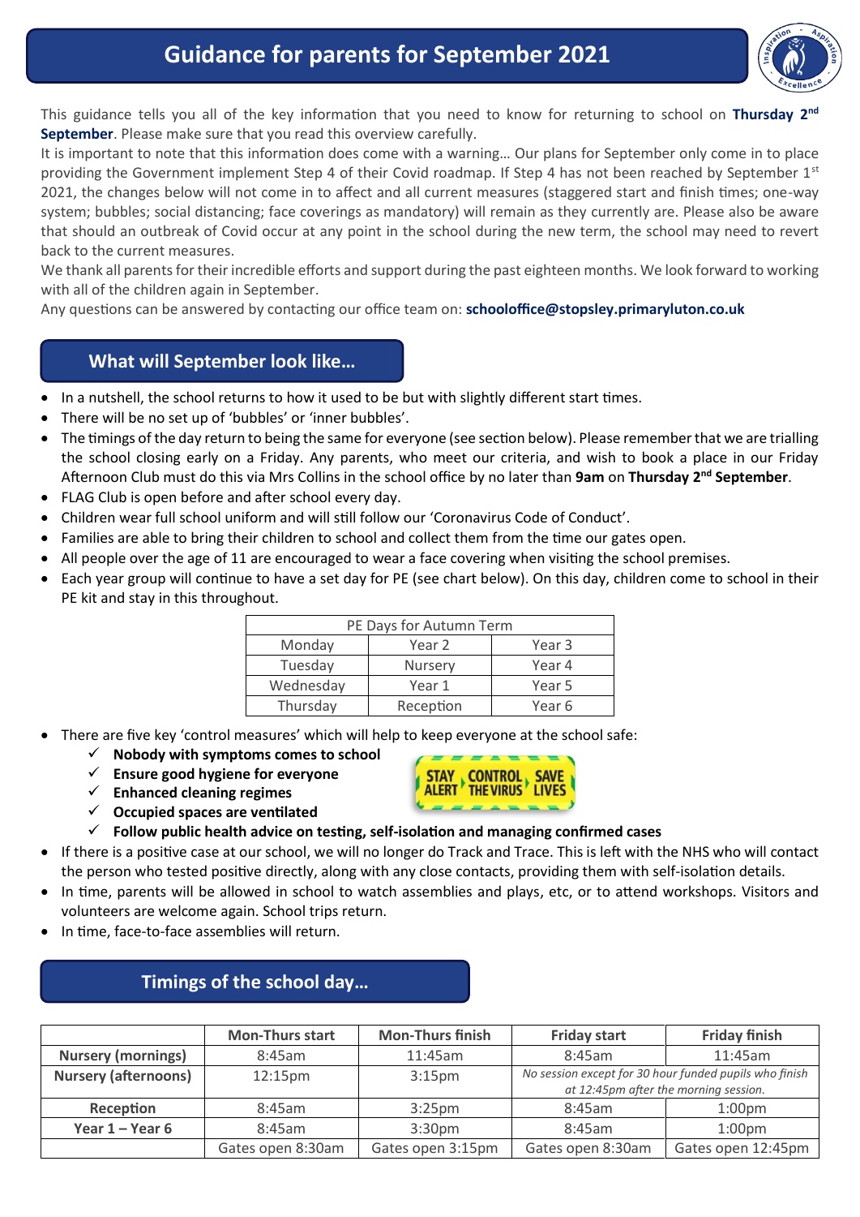# Guidance for parents for September 2021

This guidance tells you all of the key information that you need to know for returning to school on **Thursday 2nd September**. Please make sure that you read this overview carefully.

It is important to note that this information does come with a warning… Our plans for September only come in to place providing the Government implement Step 4 of their Covid roadmap. If Step 4 has not been reached by September 1st 2021, the changes below will not come in to affect and all current measures (staggered start and finish times; one-way system; bubbles; social distancing; face coverings as mandatory) will remain as they currently are. Please also be aware that should an outbreak of Covid occur at any point in the school during the new term, the school may need to revert back to the current measures.

We thank all parents for their incredible efforts and support during the past eighteen months. We look forward to working with all of the children again in September.

Any questions can be answered by contacting our office team on: **schooloffice@stopsley.primaryluton.co.uk**

## What will September look like…

- In a nutshell, the school returns to how it used to be but with slightly different start times.
- There will be no set up of 'bubbles' or 'inner bubbles'.
- The timings of the day return to being the same for everyone (see section below). Please remember that we are trialling the school closing early on a Friday. Any parents, who meet our criteria, and wish to book a place in our Friday Afternoon Club must do this via Mrs Collins in the school office by no later than **9am** on **Thursday 2nd September**.
- FLAG Club is open before and after school every day.
- Children wear full school uniform and will still follow our 'Coronavirus Code of Conduct'.
- Families are able to bring their children to school and collect them from the time our gates open.
- All people over the age of 11 are encouraged to wear a face covering when visiting the school premises.
- Each year group will continue to have a set day for PE (see chart below). On this day, children come to school in their PE kit and stay in this throughout.

| PE Days for Autumn Term | | |
|---|---|---|
| Monday | Year 2 | Year 3 |
| Tuesday | Nursery | Year 4 |
| Wednesday | Year 1 | Year 5 |
| Thursday | Reception | Year 6 |

- There are five key 'control measures' which will help to keep everyone at the school safe:
  - ✓ **Nobody with symptoms comes to school**
  - ✓ **Ensure good hygiene for everyone**
  - ✓ **Enhanced cleaning regimes**
  - ✓ **Occupied spaces are ventilated**
  - ✓ **Follow public health advice on testing, self-isolation and managing confirmed cases**

STAY ALERT › CONTROL THE VIRUS › SAVE LIVES

- If there is a positive case at our school, we will no longer do Track and Trace. This is left with the NHS who will contact the person who tested positive directly, along with any close contacts, providing them with self-isolation details.
- In time, parents will be allowed in school to watch assemblies and plays, etc, or to attend workshops. Visitors and volunteers are welcome again. School trips return.
- In time, face-to-face assemblies will return.

## Timings of the school day…

| | Mon-Thurs start | Mon-Thurs finish | Friday start | Friday finish |
|---|---|---|---|---|
| **Nursery (mornings)** | 8:45am | 11:45am | 8:45am | 11:45am |
| **Nursery (afternoons)** | 12:15pm | 3:15pm | *No session except for 30 hour funded pupils who finish at 12:45pm after the morning session.* | |
| **Reception** | 8:45am | 3:25pm | 8:45am | 1:00pm |
| **Year 1 – Year 6** | 8:45am | 3:30pm | 8:45am | 1:00pm |
| | Gates open 8:30am | Gates open 3:15pm | Gates open 8:30am | Gates open 12:45pm |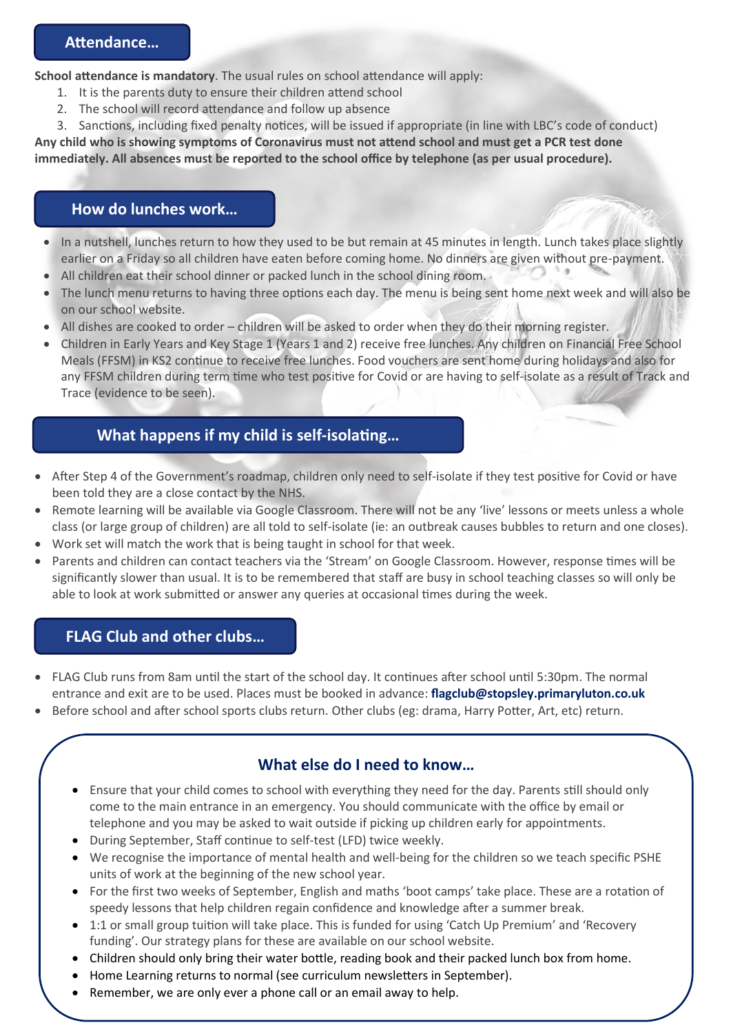## Attendance…

**School attendance is mandatory**. The usual rules on school attendance will apply:

1. It is the parents duty to ensure their children attend school
2. The school will record attendance and follow up absence
3. Sanctions, including fixed penalty notices, will be issued if appropriate (in line with LBC's code of conduct)

**Any child who is showing symptoms of Coronavirus must not attend school and must get a PCR test done immediately. All absences must be reported to the school office by telephone (as per usual procedure).**

## How do lunches work…

- In a nutshell, lunches return to how they used to be but remain at 45 minutes in length. Lunch takes place slightly earlier on a Friday so all children have eaten before coming home. No dinners are given without pre-payment.
- All children eat their school dinner or packed lunch in the school dining room.
- The lunch menu returns to having three options each day. The menu is being sent home next week and will also be on our school website.
- All dishes are cooked to order – children will be asked to order when they do their morning register.
- Children in Early Years and Key Stage 1 (Years 1 and 2) receive free lunches. Any children on Financial Free School Meals (FFSM) in KS2 continue to receive free lunches. Food vouchers are sent home during holidays and also for any FFSM children during term time who test positive for Covid or are having to self-isolate as a result of Track and Trace (evidence to be seen).

## What happens if my child is self-isolating…

- After Step 4 of the Government's roadmap, children only need to self-isolate if they test positive for Covid or have been told they are a close contact by the NHS.
- Remote learning will be available via Google Classroom. There will not be any 'live' lessons or meets unless a whole class (or large group of children) are all told to self-isolate (ie: an outbreak causes bubbles to return and one closes).
- Work set will match the work that is being taught in school for that week.
- Parents and children can contact teachers via the 'Stream' on Google Classroom. However, response times will be significantly slower than usual. It is to be remembered that staff are busy in school teaching classes so will only be able to look at work submitted or answer any queries at occasional times during the week.

## FLAG Club and other clubs…

- FLAG Club runs from 8am until the start of the school day. It continues after school until 5:30pm. The normal entrance and exit are to be used. Places must be booked in advance: **flagclub@stopsley.primaryluton.co.uk**
- Before school and after school sports clubs return. Other clubs (eg: drama, Harry Potter, Art, etc) return.

## What else do I need to know…

- Ensure that your child comes to school with everything they need for the day. Parents still should only come to the main entrance in an emergency. You should communicate with the office by email or telephone and you may be asked to wait outside if picking up children early for appointments.
- During September, Staff continue to self-test (LFD) twice weekly.
- We recognise the importance of mental health and well-being for the children so we teach specific PSHE units of work at the beginning of the new school year.
- For the first two weeks of September, English and maths 'boot camps' take place. These are a rotation of speedy lessons that help children regain confidence and knowledge after a summer break.
- 1:1 or small group tuition will take place. This is funded for using 'Catch Up Premium' and 'Recovery funding'. Our strategy plans for these are available on our school website.
- Children should only bring their water bottle, reading book and their packed lunch box from home.
- Home Learning returns to normal (see curriculum newsletters in September).
- Remember, we are only ever a phone call or an email away to help.